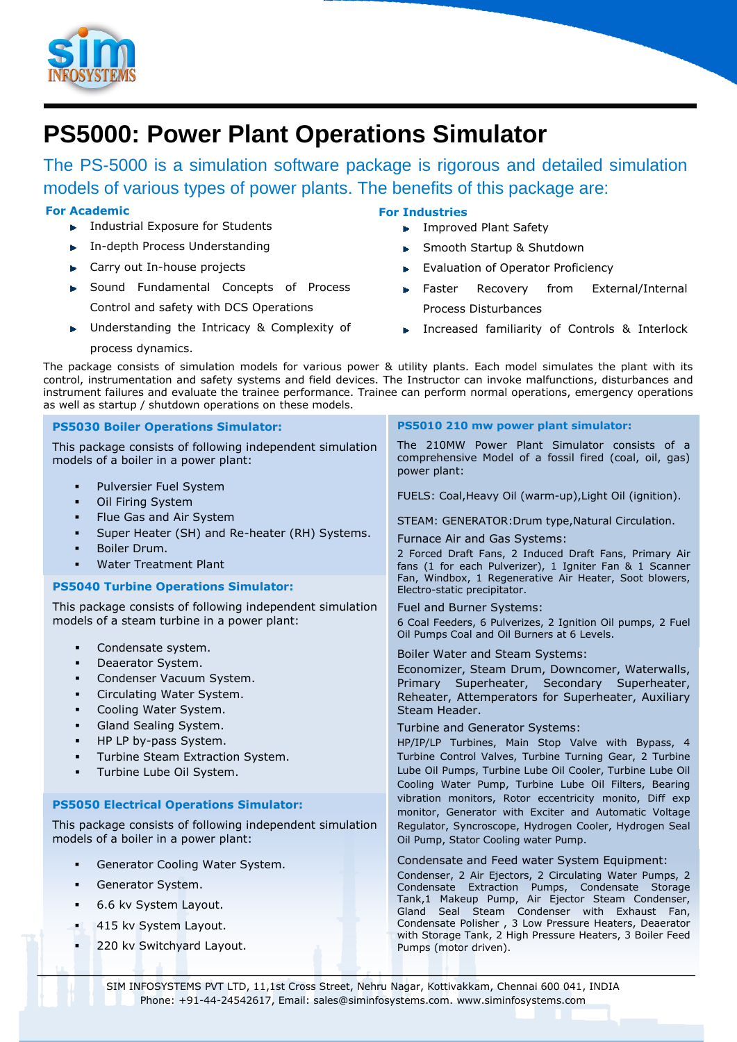# PS5000: Power Plant Operations Simulator

The PS-5000 is a simulation software package is rigorous and detailed simulation models of various types of power plants. The benefits of this package are:

**For Academic**

- Industrial Exposure for Students
- In-depth Process Understanding
- Carry out In-house projects
- Sound Fundamental Concepts of Process Control and safety with DCS Operations
- Understanding the Intricacy & Complexity of process dynamics.

**For Industries**

- Improved Plant Safety
- Smooth Startup & Shutdown
- Evaluation of Operator Proficiency
- Faster Recovery from External/Internal Process Disturbances
- Increased familiarity of Controls & Interlock

The package consists of simulation models for various power & utility plants. Each model simulates the plant with its control, instrumentation and safety systems and field devices. The Instructor can invoke malfunctions, disturbances and instrument failures and evaluate the trainee performance. Trainee can perform normal operations, emergency operations as well as startup / shutdown operations on these models.

### PS5030 Boiler Operations Simulator:

This package consists of following independent simulation models of a boiler in a power plant:

- Pulversier Fuel System
- Oil Firing System
- Flue Gas and Air System
- Super Heater (SH) and Re-heater (RH) Systems.
- Boiler Drum.
- Water Treatment Plant

### PS5040 Turbine Operations Simulator:

This package consists of following independent simulation models of a steam turbine in a power plant:

- Condensate system.
- Deaerator System.
- Condenser Vacuum System.
- Circulating Water System.
- Cooling Water System.
- Gland Sealing System.
- HP LP by-pass System.
- Turbine Steam Extraction System.
- Turbine Lube Oil System.

### PS5050 Electrical Operations Simulator:

This package consists of following independent simulation models of a boiler in a power plant:

- Generator Cooling Water System.
- Generator System.
- 6.6 kv System Layout.
- 415 kv System Layout.
- 220 kv Switchyard Layout.

### PS5010 210 mw power plant simulator:

The 210MW Power Plant Simulator consists of a comprehensive Model of a fossil fired (coal, oil, gas) power plant:

FUELS: Coal,Heavy Oil (warm-up),Light Oil (ignition).

STEAM: GENERATOR:Drum type,Natural Circulation.

Furnace Air and Gas Systems:

2 Forced Draft Fans, 2 Induced Draft Fans, Primary Air fans (1 for each Pulverizer), 1 Igniter Fan & 1 Scanner Fan, Windbox, 1 Regenerative Air Heater, Soot blowers, Electro-static precipitator.

Fuel and Burner Systems:

6 Coal Feeders, 6 Pulverizes, 2 Ignition Oil pumps, 2 Fuel Oil Pumps Coal and Oil Burners at 6 Levels.

Boiler Water and Steam Systems:

Economizer, Steam Drum, Downcomer, Waterwalls, Primary Superheater, Secondary Superheater, Reheater, Attemperators for Superheater, Auxiliary Steam Header.

Turbine and Generator Systems:

HP/IP/LP Turbines, Main Stop Valve with Bypass, 4 Turbine Control Valves, Turbine Turning Gear, 2 Turbine Lube Oil Pumps, Turbine Lube Oil Cooler, Turbine Lube Oil Cooling Water Pump, Turbine Lube Oil Filters, Bearing vibration monitors, Rotor eccentricity monito, Diff exp monitor, Generator with Exciter and Automatic Voltage Regulator, Syncroscope, Hydrogen Cooler, Hydrogen Seal Oil Pump, Stator Cooling water Pump.

Condensate and Feed water System Equipment:

Condenser, 2 Air Ejectors, 2 Circulating Water Pumps, 2 Condensate Extraction Pumps, Condensate Storage Tank,1 Makeup Pump, Air Ejector Steam Condenser, Gland Seal Steam Condenser with Exhaust Fan, Condensate Polisher , 3 Low Pressure Heaters, Deaerator with Storage Tank, 2 High Pressure Heaters, 3 Boiler Feed Pumps (motor driven).

SIM INFOSYSTEMS PVT LTD, 11,1st Cross Street, Nehru Nagar, Kottivakkam, Chennai 600 041, INDIA
Phone: +91-44-24542617, Email: sales@siminfosystems.com. www.siminfosystems.com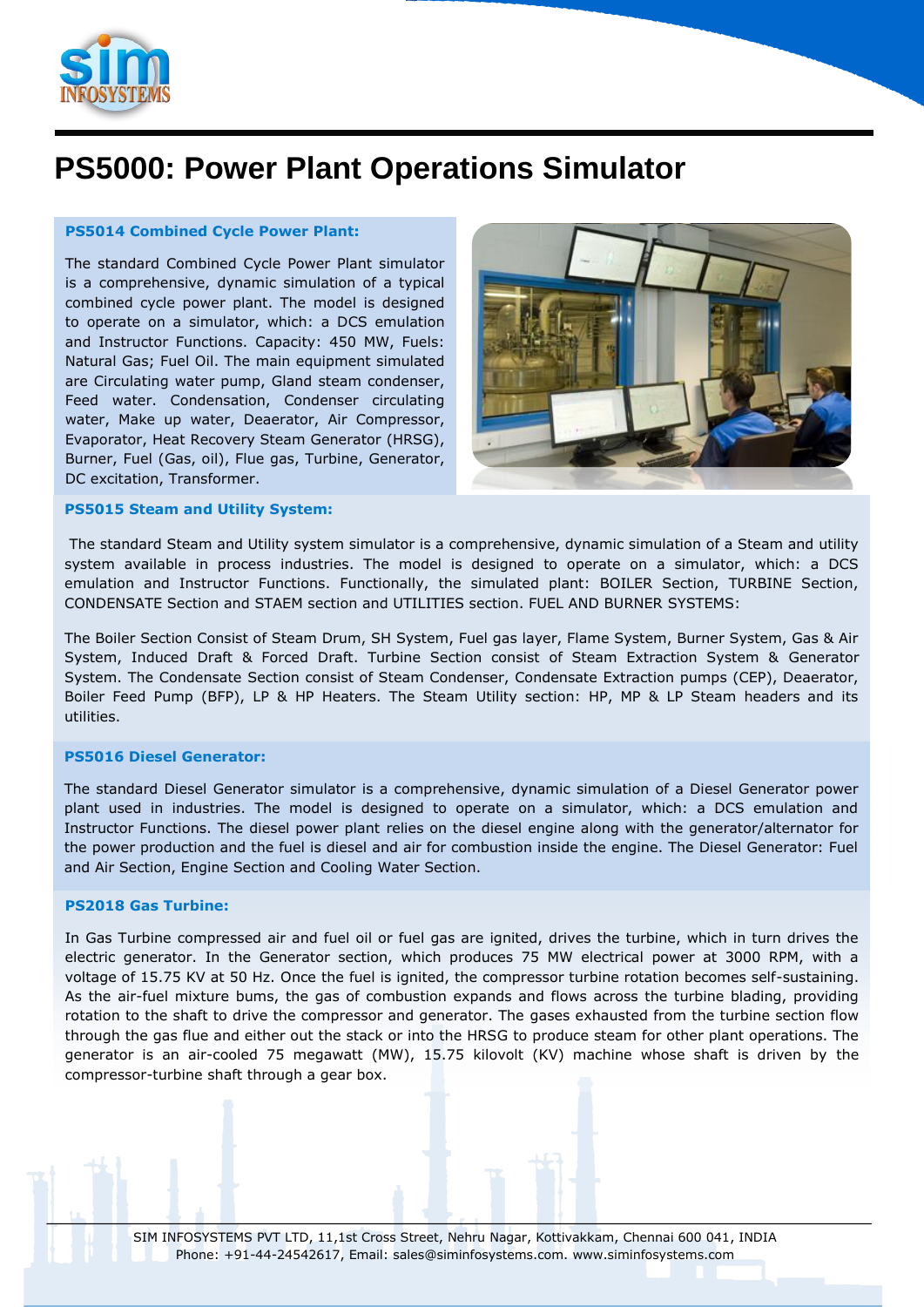# PS5000: Power Plant Operations Simulator

### PS5014 Combined Cycle Power Plant:

The standard Combined Cycle Power Plant simulator is a comprehensive, dynamic simulation of a typical combined cycle power plant. The model is designed to operate on a simulator, which: a DCS emulation and Instructor Functions. Capacity: 450 MW, Fuels: Natural Gas; Fuel Oil. The main equipment simulated are Circulating water pump, Gland steam condenser, Feed water. Condensation, Condenser circulating water, Make up water, Deaerator, Air Compressor, Evaporator, Heat Recovery Steam Generator (HRSG), Burner, Fuel (Gas, oil), Flue gas, Turbine, Generator, DC excitation, Transformer.

### PS5015 Steam and Utility System:

The standard Steam and Utility system simulator is a comprehensive, dynamic simulation of a Steam and utility system available in process industries. The model is designed to operate on a simulator, which: a DCS emulation and Instructor Functions. Functionally, the simulated plant: BOILER Section, TURBINE Section, CONDENSATE Section and STAEM section and UTILITIES section. FUEL AND BURNER SYSTEMS:

The Boiler Section Consist of Steam Drum, SH System, Fuel gas layer, Flame System, Burner System, Gas & Air System, Induced Draft & Forced Draft. Turbine Section consist of Steam Extraction System & Generator System. The Condensate Section consist of Steam Condenser, Condensate Extraction pumps (CEP), Deaerator, Boiler Feed Pump (BFP), LP & HP Heaters. The Steam Utility section: HP, MP & LP Steam headers and its utilities.

### PS5016 Diesel Generator:

The standard Diesel Generator simulator is a comprehensive, dynamic simulation of a Diesel Generator power plant used in industries. The model is designed to operate on a simulator, which: a DCS emulation and Instructor Functions. The diesel power plant relies on the diesel engine along with the generator/alternator for the power production and the fuel is diesel and air for combustion inside the engine. The Diesel Generator: Fuel and Air Section, Engine Section and Cooling Water Section.

### PS2018 Gas Turbine:

In Gas Turbine compressed air and fuel oil or fuel gas are ignited, drives the turbine, which in turn drives the electric generator. In the Generator section, which produces 75 MW electrical power at 3000 RPM, with a voltage of 15.75 KV at 50 Hz. Once the fuel is ignited, the compressor turbine rotation becomes self-sustaining. As the air-fuel mixture bums, the gas of combustion expands and flows across the turbine blading, providing rotation to the shaft to drive the compressor and generator. The gases exhausted from the turbine section flow through the gas flue and either out the stack or into the HRSG to produce steam for other plant operations. The generator is an air-cooled 75 megawatt (MW), 15.75 kilovolt (KV) machine whose shaft is driven by the compressor-turbine shaft through a gear box.

SIM INFOSYSTEMS PVT LTD, 11,1st Cross Street, Nehru Nagar, Kottivakkam, Chennai 600 041, INDIA
Phone: +91-44-24542617, Email: sales@siminfosystems.com. www.siminfosystems.com